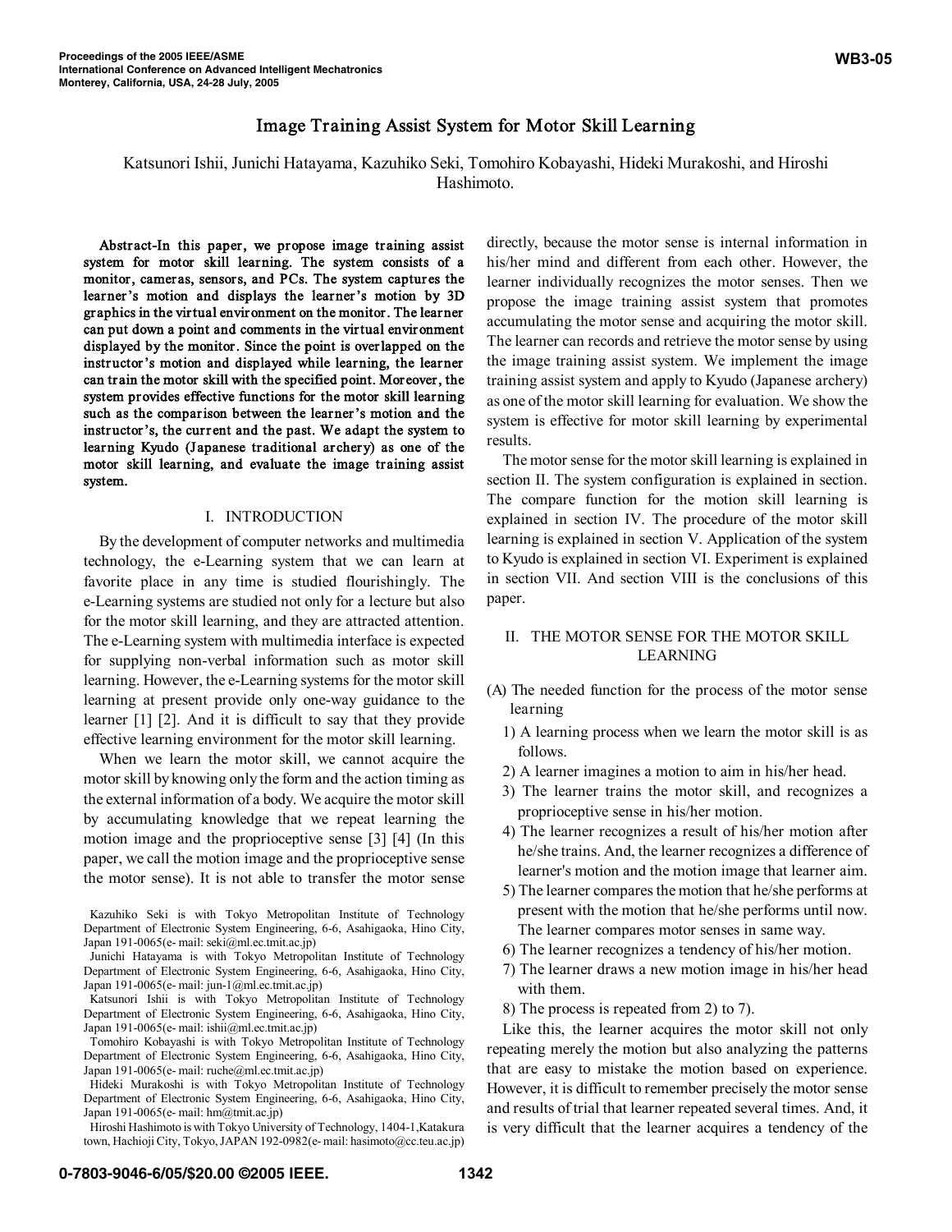# Image Training Assist System for Motor Skill Learning

Katsunori Ishii, Junichi Hatayama, Kazuhiko Seki, Tomohiro Kobayashi, Hideki Murakoshi, and Hiroshi Hashimoto.

**Abstract-In this paper, we propose image training assist system for motor skill learning. The system consists of a monitor, cameras, sensors, and PCs. The system captures the learner's motion and displays the learner's motion by 3D graphics in the virtual environment on the monitor. The learner can put down a point and comments in the virtual environment displayed by the monitor. Since the point is overlapped on the instructor's motion and displayed while learning, the learner can train the motor skill with the specified point. Moreover, the system provides effective functions for the motor skill learning such as the comparison between the learner's motion and the instructor's, the current and the past. We adapt the system to learning Kyudo (Japanese traditional archery) as one of the motor skill learning, and evaluate the image training assist system.**

## I. INTRODUCTION

By the development of computer networks and multimedia technology, the e-Learning system that we can learn at favorite place in any time is studied flourishingly. The e-Learning systems are studied not only for a lecture but also for the motor skill learning, and they are attracted attention. The e-Learning system with multimedia interface is expected for supplying non-verbal information such as motor skill learning. However, the e-Learning systems for the motor skill learning at present provide only one-way guidance to the learner [1] [2]. And it is difficult to say that they provide effective learning environment for the motor skill learning.

When we learn the motor skill, we cannot acquire the motor skill by knowing only the form and the action timing as the external information of a body. We acquire the motor skill by accumulating knowledge that we repeat learning the motion image and the proprioceptive sense [3] [4] (In this paper, we call the motion image and the proprioceptive sense the motor sense). It is not able to transfer the motor sense directly, because the motor sense is internal information in his/her mind and different from each other. However, the learner individually recognizes the motor senses. Then we propose the image training assist system that promotes accumulating the motor sense and acquiring the motor skill. The learner can records and retrieve the motor sense by using the image training assist system. We implement the image training assist system and apply to Kyudo (Japanese archery) as one of the motor skill learning for evaluation. We show the system is effective for motor skill learning by experimental results.

The motor sense for the motor skill learning is explained in section II. The system configuration is explained in section. The compare function for the motion skill learning is explained in section IV. The procedure of the motor skill learning is explained in section V. Application of the system to Kyudo is explained in section VI. Experiment is explained in section VII. And section VIII is the conclusions of this paper.

Kazuhiko Seki is with Tokyo Metropolitan Institute of Technology Department of Electronic System Engineering, 6-6, Asahigaoka, Hino City, Japan 191-0065(e- mail: seki@ml.ec.tmit.ac.jp)

Junichi Hatayama is with Tokyo Metropolitan Institute of Technology Department of Electronic System Engineering, 6-6, Asahigaoka, Hino City, Japan 191-0065(e- mail: jun-1@ml.ec.tmit.ac.jp)

Katsunori Ishii is with Tokyo Metropolitan Institute of Technology Department of Electronic System Engineering, 6-6, Asahigaoka, Hino City, Japan 191-0065(e- mail: ishii@ml.ec.tmit.ac.jp)

Tomohiro Kobayashi is with Tokyo Metropolitan Institute of Technology Department of Electronic System Engineering, 6-6, Asahigaoka, Hino City, Japan 191-0065(e- mail: ruche@ml.ec.tmit.ac.jp)

Hideki Murakoshi is with Tokyo Metropolitan Institute of Technology Department of Electronic System Engineering, 6-6, Asahigaoka, Hino City, Japan 191-0065(e- mail: hm@tmit.ac.jp)

Hiroshi Hashimoto is with Tokyo University of Technology, 1404-1,Katakura town, Hachioji City, Tokyo, JAPAN 192-0982(e- mail: hasimoto@cc.teu.ac.jp)

## II. THE MOTOR SENSE FOR THE MOTOR SKILL LEARNING

(A) The needed function for the process of the motor sense learning

1) A learning process when we learn the motor skill is as follows.
2) A learner imagines a motion to aim in his/her head.
3) The learner trains the motor skill, and recognizes a proprioceptive sense in his/her motion.
4) The learner recognizes a result of his/her motion after he/she trains. And, the learner recognizes a difference of learner's motion and the motion image that learner aim.
5) The learner compares the motion that he/she performs at present with the motion that he/she performs until now. The learner compares motor senses in same way.
6) The learner recognizes a tendency of his/her motion.
7) The learner draws a new motion image in his/her head with them.
8) The process is repeated from 2) to 7).

Like this, the learner acquires the motor skill not only repeating merely the motion but also analyzing the patterns that are easy to mistake the motion based on experience. However, it is difficult to remember precisely the motor sense and results of trial that learner repeated several times. And, it is very difficult that the learner acquires a tendency of the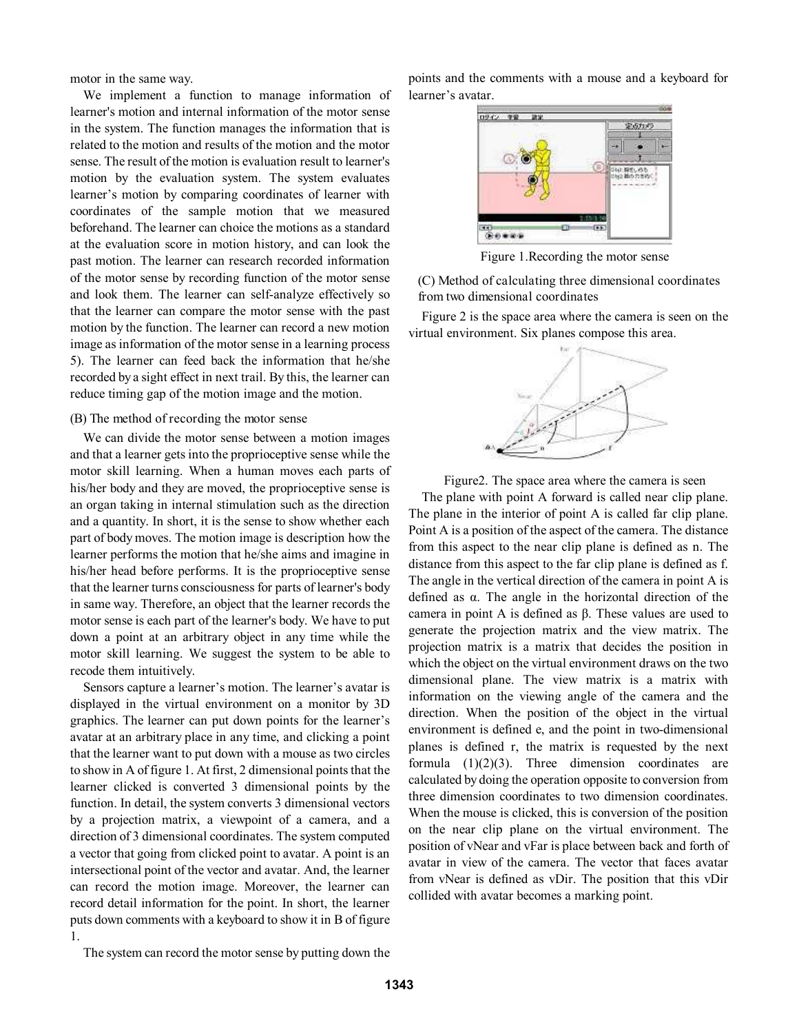motor in the same way.

We implement a function to manage information of learner's motion and internal information of the motor sense in the system. The function manages the information that is related to the motion and results of the motion and the motor sense. The result of the motion is evaluation result to learner's motion by the evaluation system. The system evaluates learner's motion by comparing coordinates of learner with coordinates of the sample motion that we measured beforehand. The learner can choice the motions as a standard at the evaluation score in motion history, and can look the past motion. The learner can research recorded information of the motor sense by recording function of the motor sense and look them. The learner can self-analyze effectively so that the learner can compare the motor sense with the past motion by the function. The learner can record a new motion image as information of the motor sense in a learning process 5). The learner can feed back the information that he/she recorded by a sight effect in next trail. By this, the learner can reduce timing gap of the motion image and the motion.

### (B) The method of recording the motor sense

We can divide the motor sense between a motion images and that a learner gets into the proprioceptive sense while the motor skill learning. When a human moves each parts of his/her body and they are moved, the proprioceptive sense is an organ taking in internal stimulation such as the direction and a quantity. In short, it is the sense to show whether each part of body moves. The motion image is description how the learner performs the motion that he/she aims and imagine in his/her head before performs. It is the proprioceptive sense that the learner turns consciousness for parts of learner's body in same way. Therefore, an object that the learner records the motor sense is each part of the learner's body. We have to put down a point at an arbitrary object in any time while the motor skill learning. We suggest the system to be able to recode them intuitively.

Sensors capture a learner's motion. The learner's avatar is displayed in the virtual environment on a monitor by 3D graphics. The learner can put down points for the learner's avatar at an arbitrary place in any time, and clicking a point that the learner want to put down with a mouse as two circles to show in A of figure 1. At first, 2 dimensional points that the learner clicked is converted 3 dimensional points by the function. In detail, the system converts 3 dimensional vectors by a projection matrix, a viewpoint of a camera, and a direction of 3 dimensional coordinates. The system computed a vector that going from clicked point to avatar. A point is an intersectional point of the vector and avatar. And, the learner can record the motion image. Moreover, the learner can record detail information for the point. In short, the learner puts down comments with a keyboard to show it in B of figure 1.

The system can record the motor sense by putting down the points and the comments with a mouse and a keyboard for learner's avatar.

Figure 1.Recording the motor sense

### (C) Method of calculating three dimensional coordinates from two dimensional coordinates

Figure 2 is the space area where the camera is seen on the virtual environment. Six planes compose this area.

Figure2. The space area where the camera is seen

The plane with point A forward is called near clip plane. The plane in the interior of point A is called far clip plane. Point A is a position of the aspect of the camera. The distance from this aspect to the near clip plane is defined as n. The distance from this aspect to the far clip plane is defined as f. The angle in the vertical direction of the camera in point A is defined as α. The angle in the horizontal direction of the camera in point A is defined as β. These values are used to generate the projection matrix and the view matrix. The projection matrix is a matrix that decides the position in which the object on the virtual environment draws on the two dimensional plane. The view matrix is a matrix with information on the viewing angle of the camera and the direction. When the position of the object in the virtual environment is defined e, and the point in two-dimensional planes is defined r, the matrix is requested by the next formula (1)(2)(3). Three dimension coordinates are calculated by doing the operation opposite to conversion from three dimension coordinates to two dimension coordinates. When the mouse is clicked, this is conversion of the position on the near clip plane on the virtual environment. The position of vNear and vFar is place between back and forth of avatar in view of the camera. The vector that faces avatar from vNear is defined as vDir. The position that this vDir collided with avatar becomes a marking point.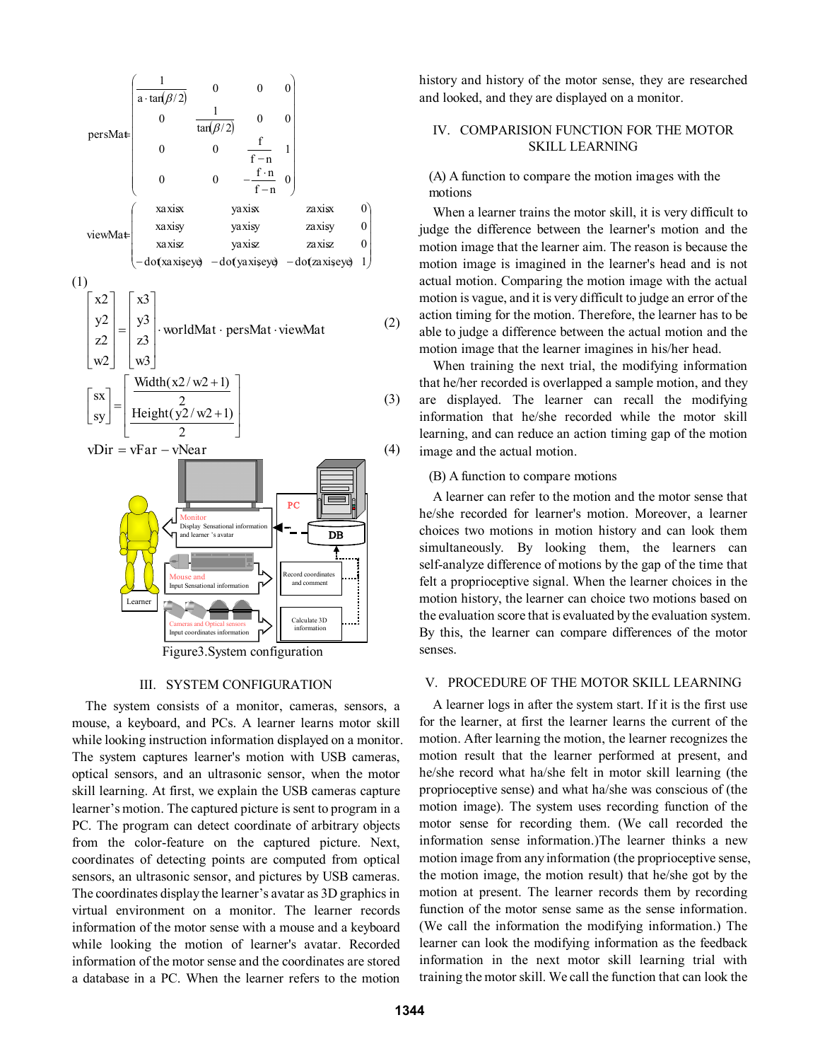$$
\text{persMat} = \begin{pmatrix} \frac{1}{a \cdot \tan(\beta/2)} & 0 & 0 & 0 \\ 0 & \frac{1}{\tan(\beta/2)} & 0 & 0 \\ 0 & 0 & \frac{f}{f-n} & 1 \\ 0 & 0 & -\frac{f \cdot n}{f-n} & 0 \end{pmatrix}
$$

$$
\text{viewMat} = \begin{pmatrix} xaxisx & yaxisx & zaxisx & 0 \\ xaxisy & yaxisy & zaxisy & 0 \\ xaxisz & yaxisz & zaxisz & 0 \\ -\text{dot}(xaxis, eye) & -\text{dot}(yaxis, eye) & -\text{dot}(zaxis, eye) & 1 \end{pmatrix}
$$

(1)

$$
\begin{bmatrix} x2 \\ y2 \\ z2 \\ w2 \end{bmatrix} = \begin{bmatrix} x3 \\ y3 \\ z3 \\ w3 \end{bmatrix} \cdot \text{worldMat} \cdot \text{persMat} \cdot \text{viewMat} \quad (2)
$$

$$
\begin{bmatrix} sx \\ sy \end{bmatrix} = \begin{bmatrix} \frac{\text{Width}(x2/w2+1)}{2} \\ \frac{\text{Height}(y2/w2+1)}{2} \end{bmatrix} \quad (3)
$$

$$
\text{vDir} = \text{vFar} - \text{vNear} \quad (4)
$$

Figure3.System configuration

## III. SYSTEM CONFIGURATION

The system consists of a monitor, cameras, sensors, a mouse, a keyboard, and PCs. A learner learns motor skill while looking instruction information displayed on a monitor. The system captures learner's motion with USB cameras, optical sensors, and an ultrasonic sensor, when the motor skill learning. At first, we explain the USB cameras capture learner's motion. The captured picture is sent to program in a PC. The program can detect coordinate of arbitrary objects from the color-feature on the captured picture. Next, coordinates of detecting points are computed from optical sensors, an ultrasonic sensor, and pictures by USB cameras. The coordinates display the learner's avatar as 3D graphics in virtual environment on a monitor. The learner records information of the motor sense with a mouse and a keyboard while looking the motion of learner's avatar. Recorded information of the motor sense and the coordinates are stored a database in a PC. When the learner refers to the motion history and history of the motor sense, they are researched and looked, and they are displayed on a monitor.

## IV. COMPARISION FUNCTION FOR THE MOTOR SKILL LEARNING

### (A) A function to compare the motion images with the motions

When a learner trains the motor skill, it is very difficult to judge the difference between the learner's motion and the motion image that the learner aim. The reason is because the motion image is imagined in the learner's head and is not actual motion. Comparing the motion image with the actual motion is vague, and it is very difficult to judge an error of the action timing for the motion. Therefore, the learner has to be able to judge a difference between the actual motion and the motion image that the learner imagines in his/her head.

When training the next trial, the modifying information that he/her recorded is overlapped a sample motion, and they are displayed. The learner can recall the modifying information that he/she recorded while the motor skill learning, and can reduce an action timing gap of the motion image and the actual motion.

### (B) A function to compare motions

A learner can refer to the motion and the motor sense that he/she recorded for learner's motion. Moreover, a learner choices two motions in motion history and can look them simultaneously. By looking them, the learners can self-analyze difference of motions by the gap of the time that felt a proprioceptive signal. When the learner choices in the motion history, the learner can choice two motions based on the evaluation score that is evaluated by the evaluation system. By this, the learner can compare differences of the motor senses.

## V. PROCEDURE OF THE MOTOR SKILL LEARNING

A learner logs in after the system start. If it is the first use for the learner, at first the learner learns the current of the motion. After learning the motion, the learner recognizes the motion result that the learner performed at present, and he/she record what ha/she felt in motor skill learning (the proprioceptive sense) and what ha/she was conscious of (the motion image). The system uses recording function of the motor sense for recording them. (We call recorded the information sense information.)The learner thinks a new motion image from any information (the proprioceptive sense, the motion image, the motion result) that he/she got by the motion at present. The learner records them by recording function of the motor sense same as the sense information. (We call the information the modifying information.) The learner can look the modifying information as the feedback information in the next motor skill learning trial with training the motor skill. We call the function that can look the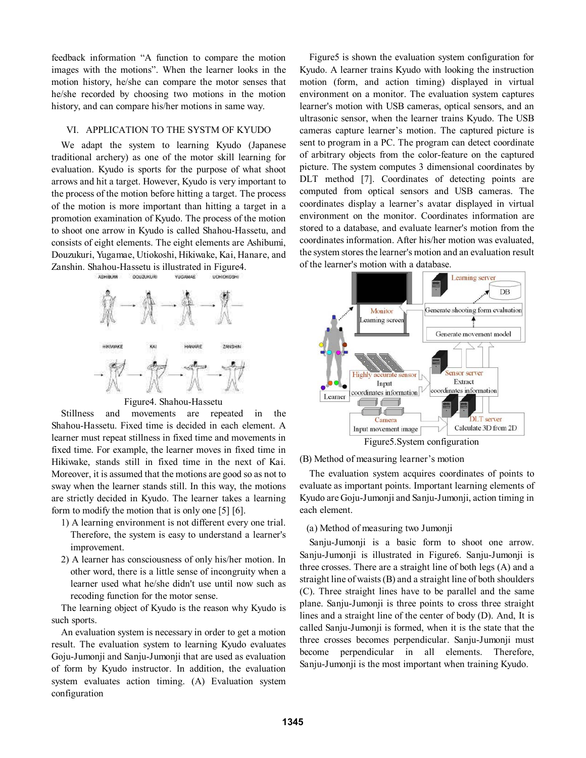feedback information "A function to compare the motion images with the motions". When the learner looks in the motion history, he/she can compare the motor senses that he/she recorded by choosing two motions in the motion history, and can compare his/her motions in same way.

## VI. APPLICATION TO THE SYSTM OF KYUDO

We adapt the system to learning Kyudo (Japanese traditional archery) as one of the motor skill learning for evaluation. Kyudo is sports for the purpose of what shoot arrows and hit a target. However, Kyudo is very important to the process of the motion before hitting a target. The process of the motion is more important than hitting a target in a promotion examination of Kyudo. The process of the motion to shoot one arrow in Kyudo is called Shahou-Hassetu, and consists of eight elements. The eight elements are Ashibumi, Douzukuri, Yugamae, Utiokoshi, Hikiwake, Kai, Hanare, and Zanshin. Shahou-Hassetu is illustrated in Figure4.

Figure4. Shahou-Hassetu

Stillness and movements are repeated in the Shahou-Hassetu. Fixed time is decided in each element. A learner must repeat stillness in fixed time and movements in fixed time. For example, the learner moves in fixed time in Hikiwake, stands still in fixed time in the next of Kai. Moreover, it is assumed that the motions are good so as not to sway when the learner stands still. In this way, the motions are strictly decided in Kyudo. The learner takes a learning form to modify the motion that is only one [5] [6].

1) A learning environment is not different every one trial. Therefore, the system is easy to understand a learner's improvement.
2) A learner has consciousness of only his/her motion. In other word, there is a little sense of incongruity when a learner used what he/she didn't use until now such as recoding function for the motor sense.

The learning object of Kyudo is the reason why Kyudo is such sports.

An evaluation system is necessary in order to get a motion result. The evaluation system to learning Kyudo evaluates Goju-Jumonji and Sanju-Jumonji that are used as evaluation of form by Kyudo instructor. In addition, the evaluation system evaluates action timing. (A) Evaluation system configuration

Figure5 is shown the evaluation system configuration for Kyudo. A learner trains Kyudo with looking the instruction motion (form, and action timing) displayed in virtual environment on a monitor. The evaluation system captures learner's motion with USB cameras, optical sensors, and an ultrasonic sensor, when the learner trains Kyudo. The USB cameras capture learner's motion. The captured picture is sent to program in a PC. The program can detect coordinate of arbitrary objects from the color-feature on the captured picture. The system computes 3 dimensional coordinates by DLT method [7]. Coordinates of detecting points are computed from optical sensors and USB cameras. The coordinates display a learner's avatar displayed in virtual environment on the monitor. Coordinates information are stored to a database, and evaluate learner's motion from the coordinates information. After his/her motion was evaluated, the system stores the learner's motion and an evaluation result of the learner's motion with a database.

Figure5.System configuration

(B) Method of measuring learner's motion

The evaluation system acquires coordinates of points to evaluate as important points. Important learning elements of Kyudo are Goju-Jumonji and Sanju-Jumonji, action timing in each element.

(a) Method of measuring two Jumonji

Sanju-Jumonji is a basic form to shoot one arrow. Sanju-Jumonji is illustrated in Figure6. Sanju-Jumonji is three crosses. There are a straight line of both legs (A) and a straight line of waists (B) and a straight line of both shoulders (C). Three straight lines have to be parallel and the same plane. Sanju-Jumonji is three points to cross three straight lines and a straight line of the center of body (D). And, It is called Sanju-Jumonji is formed, when it is the state that the three crosses becomes perpendicular. Sanju-Jumonji must become perpendicular in all elements. Therefore, Sanju-Jumonji is the most important when training Kyudo.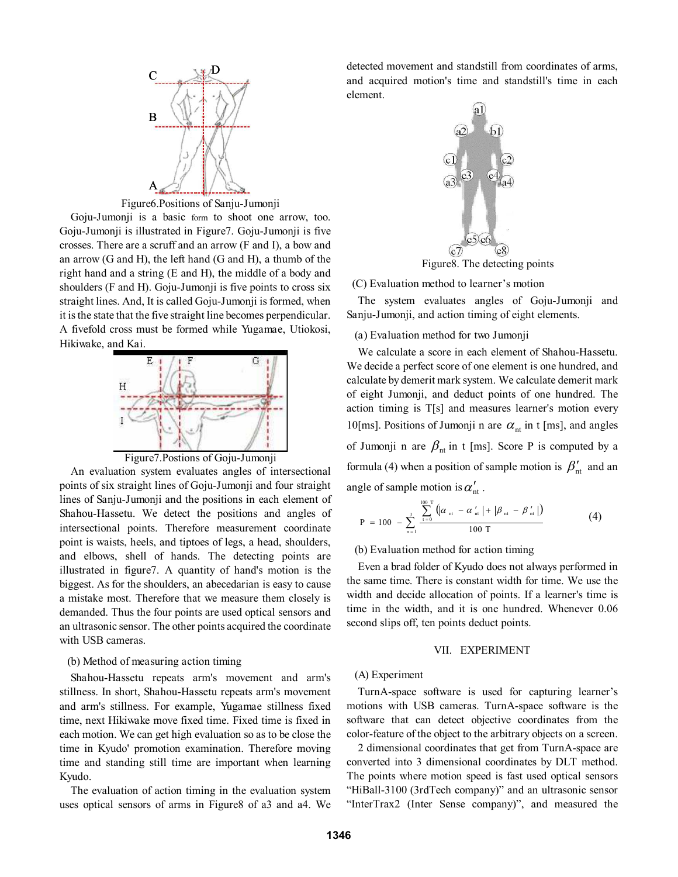Figure6.Positions of Sanju-Jumonji

Goju-Jumonji is a basic form to shoot one arrow, too. Goju-Jumonji is illustrated in Figure7. Goju-Jumonji is five crosses. There are a scruff and an arrow (F and I), a bow and an arrow (G and H), the left hand (G and H), a thumb of the right hand and a string (E and H), the middle of a body and shoulders (F and H). Goju-Jumonji is five points to cross six straight lines. And, It is called Goju-Jumonji is formed, when it is the state that the five straight line becomes perpendicular. A fivefold cross must be formed while Yugamae, Utiokosi, Hikiwake, and Kai.

Figure7.Postions of Goju-Jumonji

An evaluation system evaluates angles of intersectional points of six straight lines of Goju-Jumonji and four straight lines of Sanju-Jumonji and the positions in each element of Shahou-Hassetu. We detect the positions and angles of intersectional points. Therefore measurement coordinate point is waists, heels, and tiptoes of legs, a head, shoulders, and elbows, shell of hands. The detecting points are illustrated in figure7. A quantity of hand's motion is the biggest. As for the shoulders, an abecedarian is easy to cause a mistake most. Therefore that we measure them closely is demanded. Thus the four points are used optical sensors and an ultrasonic sensor. The other points acquired the coordinate with USB cameras.

(b) Method of measuring action timing

Shahou-Hassetu repeats arm's movement and arm's stillness. In short, Shahou-Hassetu repeats arm's movement and arm's stillness. For example, Yugamae stillness fixed time, next Hikiwake move fixed time. Fixed time is fixed in each motion. We can get high evaluation so as to be close the time in Kyudo' promotion examination. Therefore moving time and standing still time are important when learning Kyudo.

The evaluation of action timing in the evaluation system uses optical sensors of arms in Figure8 of a3 and a4. We detected movement and standstill from coordinates of arms, and acquired motion's time and standstill's time in each element.

Figure8. The detecting points

(C) Evaluation method to learner's motion

The system evaluates angles of Goju-Jumonji and Sanju-Jumonji, and action timing of eight elements.

(a) Evaluation method for two Jumonji

We calculate a score in each element of Shahou-Hassetu. We decide a perfect score of one element is one hundred, and calculate by demerit mark system. We calculate demerit mark of eight Jumonji, and deduct points of one hundred. The action timing is T[s] and measures learner's motion every 10[ms]. Positions of Jumonji n are $\alpha_{nt}$ in t [ms], and angles of Jumonji n are $\beta_{nt}$ in t [ms]. Score P is computed by a formula (4) when a position of sample motion is $\beta'_{nt}$ and an angle of sample motion is $\alpha'_{nt}$.

$$P = 100 - \sum_{n=1}^{J} \frac{\sum_{t=0}^{100T} \left( |\alpha_{nt} - \alpha'_{nt}| + |\beta_{nt} - \beta'_{nt}| \right)}{100T} \quad (4)$$

(b) Evaluation method for action timing

Even a brad folder of Kyudo does not always performed in the same time. There is constant width for time. We use the width and decide allocation of points. If a learner's time is time in the width, and it is one hundred. Whenever 0.06 second slips off, ten points deduct points.

## VII. EXPERIMENT

(A) Experiment

TurnA-space software is used for capturing learner's motions with USB cameras. TurnA-space software is the software that can detect objective coordinates from the color-feature of the object to the arbitrary objects on a screen.

2 dimensional coordinates that get from TurnA-space are converted into 3 dimensional coordinates by DLT method. The points where motion speed is fast used optical sensors "HiBall-3100 (3rdTech company)" and an ultrasonic sensor "InterTrax2 (Inter Sense company)", and measured the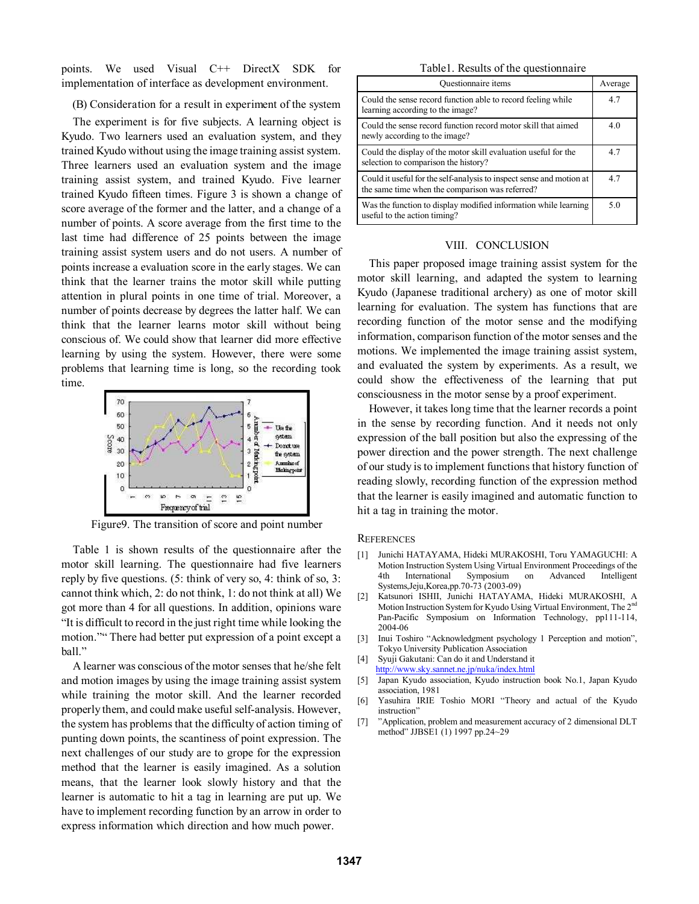points. We used Visual C++ DirectX SDK for implementation of interface as development environment.

(B) Consideration for a result in experiment of the system

The experiment is for five subjects. A learning object is Kyudo. Two learners used an evaluation system, and they trained Kyudo without using the image training assist system. Three learners used an evaluation system and the image training assist system, and trained Kyudo. Five learner trained Kyudo fifteen times. Figure 3 is shown a change of score average of the former and the latter, and a change of a number of points. A score average from the first time to the last time had difference of 25 points between the image training assist system users and do not users. A number of points increase a evaluation score in the early stages. We can think that the learner trains the motor skill while putting attention in plural points in one time of trial. Moreover, a number of points decrease by degrees the latter half. We can think that the learner learns motor skill without being conscious of. We could show that learner did more effective learning by using the system. However, there were some problems that learning time is long, so the recording took time.

70
60
50
40
30
20
10
0
Score
7
6
5
4
3
2
1
0
A number of Marking point
Use the system
Do not use the system
A number of Marking point
1 3 5 7 9 11 13 15
Frequency of trial

Figure9. The transition of score and point number

Table 1 is shown results of the questionnaire after the motor skill learning. The questionnaire had five learners reply by five questions. (5: think of very so, 4: think of so, 3: cannot think which, 2: do not think, 1: do not think at all) We got more than 4 for all questions. In addition, opinions ware "It is difficult to record in the just right time while looking the motion."" There had better put expression of a point except a ball."

A learner was conscious of the motor senses that he/she felt and motion images by using the image training assist system while training the motor skill. And the learner recorded properly them, and could make useful self-analysis. However, the system has problems that the difficulty of action timing of punting down points, the scantiness of point expression. The next challenges of our study are to grope for the expression method that the learner is easily imagined. As a solution means, that the learner look slowly history and that the learner is automatic to hit a tag in learning are put up. We have to implement recording function by an arrow in order to express information which direction and how much power.

Table1. Results of the questionnaire

| Questionnaire items | Average |
|---|---|
| Could the sense record function able to record feeling while learning according to the image? | 4.7 |
| Could the sense record function record motor skill that aimed newly according to the image? | 4.0 |
| Could the display of the motor skill evaluation useful for the selection to comparison the history? | 4.7 |
| Could it useful for the self-analysis to inspect sense and motion at the same time when the comparison was referred? | 4.7 |
| Was the function to display modified information while learning useful to the action timing? | 5.0 |

## VIII. CONCLUSION

This paper proposed image training assist system for the motor skill learning, and adapted the system to learning Kyudo (Japanese traditional archery) as one of motor skill learning for evaluation. The system has functions that are recording function of the motor sense and the modifying information, comparison function of the motor senses and the motions. We implemented the image training assist system, and evaluated the system by experiments. As a result, we could show the effectiveness of the learning that put consciousness in the motor sense by a proof experiment.

However, it takes long time that the learner records a point in the sense by recording function. And it needs not only expression of the ball position but also the expressing of the power direction and the power strength. The next challenge of our study is to implement functions that history function of reading slowly, recording function of the expression method that the learner is easily imagined and automatic function to hit a tag in training the motor.

## REFERENCES

[1] Junichi HATAYAMA, Hideki MURAKOSHI, Toru YAMAGUCHI: A Motion Instruction System Using Virtual Environment Proceedings of the 4th International Symposium on Advanced Intelligent Systems,Jeju,Korea,pp.70-73 (2003-09)

[2] Katsunori ISHII, Junichi HATAYAMA, Hideki MURAKOSHI, A Motion Instruction System for Kyudo Using Virtual Environment, The 2nd Pan-Pacific Symposium on Information Technology, pp111-114, 2004-06

[3] Inui Toshiro "Acknowledgment psychology 1 Perception and motion", Tokyo University Publication Association

[4] Syuji Gakutani: Can do it and Understand it http://www.sky.sannet.ne.jp/nuka/index.html

[5] Japan Kyudo association, Kyudo instruction book No.1, Japan Kyudo association, 1981

[6] Yasuhira IRIE Toshio MORI "Theory and actual of the Kyudo instruction"

[7] "Application, problem and measurement accuracy of 2 dimensional DLT method" JJBSE1 (1) 1997 pp.24~29